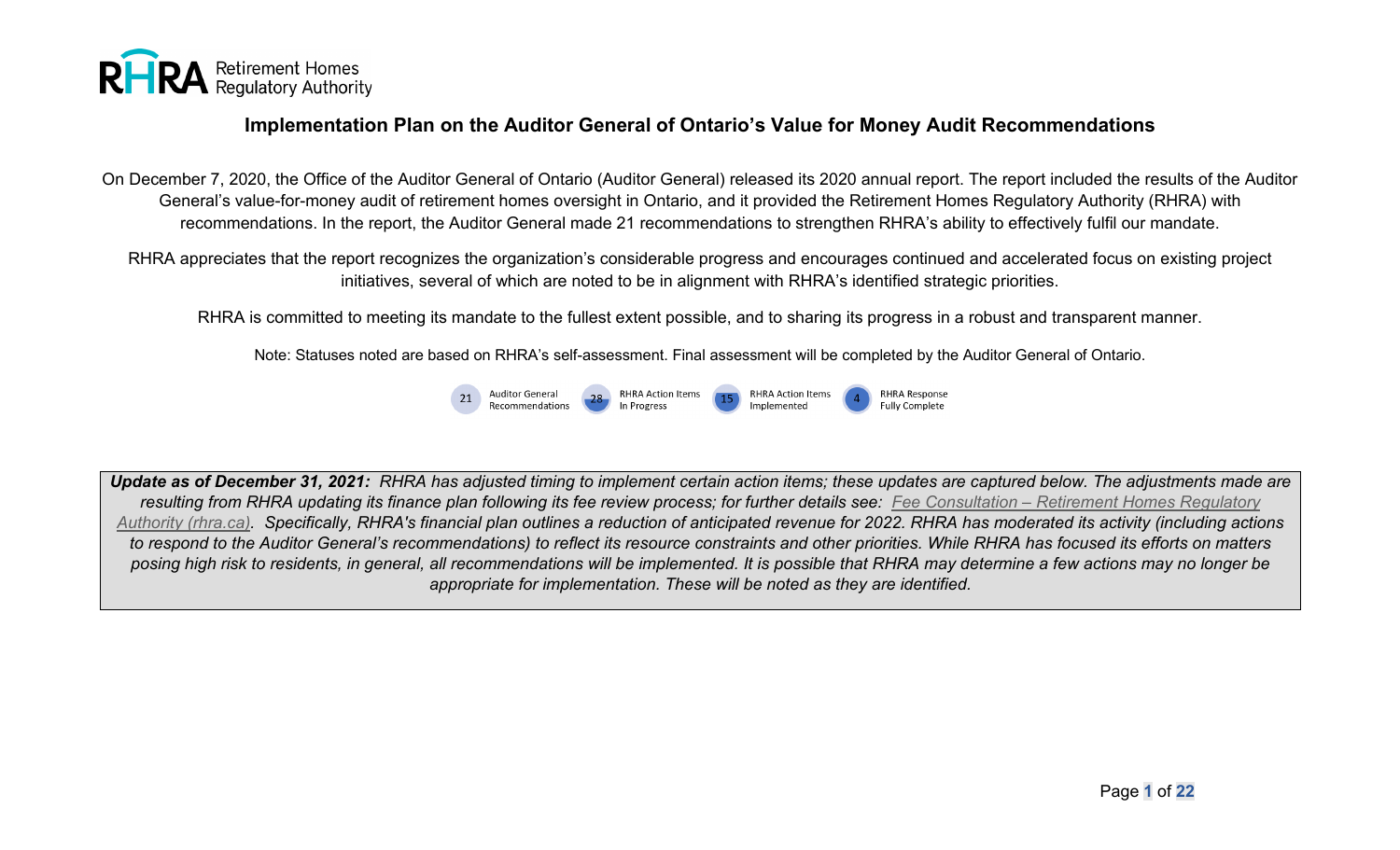# Implementation Plan on the Auditor General of Ontario's Value for Money Audit Recommendations

On December 7, 2020, the Office of the Auditor General of Ontario (Auditor General) released its 2020 annual report. The report included the results of the Auditor General's value-for-money audit of retirement homes oversight in Ontario, and it provided the Retirement Homes Regulatory Authority (RHRA) with recommendations. In the report, the Auditor General made 21 recommendations to strengthen RHRA's ability to effectively fulfil our mandate.

RHRA appreciates that the report recognizes the organization's considerable progress and encourages continued and accelerated focus on existing project initiatives, several of which are noted to be in alignment with RHRA's identified strategic priorities.

RHRA is committed to meeting its mandate to the fullest extent possible, and to sharing its progress in a robust and transparent manner.

Note: Statuses noted are based on RHRA's self-assessment. Final assessment will be completed by the Auditor General of Ontario.

21 Auditor General Recommendations | 28 RHRA Action Items In Progress | 15 RHRA Action Items Implemented | 4 RHRA Response Fully Complete

***Update as of December 31, 2021:*** *RHRA has adjusted timing to implement certain action items; these updates are captured below. The adjustments made are resulting from RHRA updating its finance plan following its fee review process; for further details see: Fee Consultation – Retirement Homes Regulatory Authority (rhra.ca). Specifically, RHRA's financial plan outlines a reduction of anticipated revenue for 2022. RHRA has moderated its activity (including actions to respond to the Auditor General's recommendations) to reflect its resource constraints and other priorities. While RHRA has focused its efforts on matters posing high risk to residents, in general, all recommendations will be implemented. It is possible that RHRA may determine a few actions may no longer be appropriate for implementation. These will be noted as they are identified.*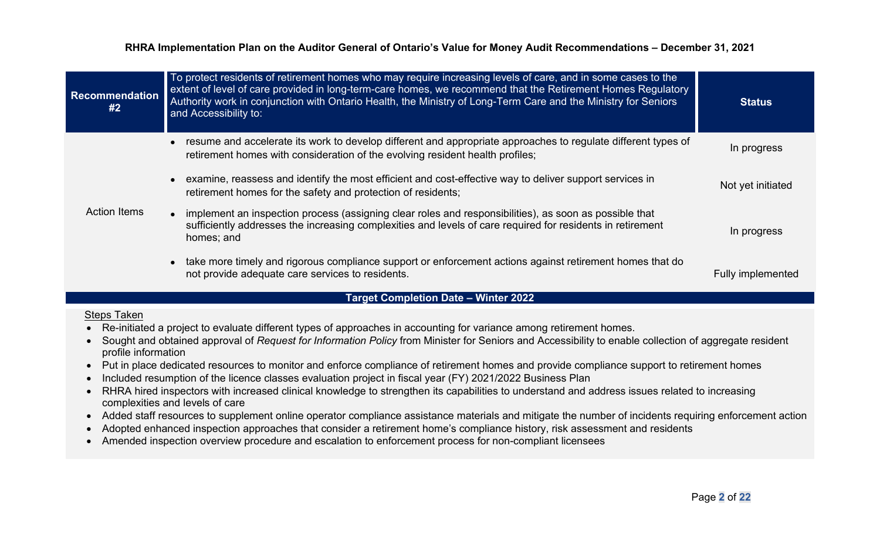**RHRA Implementation Plan on the Auditor General of Ontario's Value for Money Audit Recommendations – December 31, 2021**

| Recommendation #2 | To protect residents of retirement homes who may require increasing levels of care, and in some cases to the extent of level of care provided in long-term-care homes, we recommend that the Retirement Homes Regulatory Authority work in conjunction with Ontario Health, the Ministry of Long-Term Care and the Ministry for Seniors and Accessibility to: | Status |
|---|---|---|
| Action Items | • resume and accelerate its work to develop different and appropriate approaches to regulate different types of retirement homes with consideration of the evolving resident health profiles; | In progress |
| | • examine, reassess and identify the most efficient and cost-effective way to deliver support services in retirement homes for the safety and protection of residents; | Not yet initiated |
| | • implement an inspection process (assigning clear roles and responsibilities), as soon as possible that sufficiently addresses the increasing complexities and levels of care required for residents in retirement homes; and | In progress |
| | • take more timely and rigorous compliance support or enforcement actions against retirement homes that do not provide adequate care services to residents. | Fully implemented |
| **Target Completion Date – Winter 2022** | | |

Steps Taken

- Re-initiated a project to evaluate different types of approaches in accounting for variance among retirement homes.
- Sought and obtained approval of *Request for Information Policy* from Minister for Seniors and Accessibility to enable collection of aggregate resident profile information
- Put in place dedicated resources to monitor and enforce compliance of retirement homes and provide compliance support to retirement homes
- Included resumption of the licence classes evaluation project in fiscal year (FY) 2021/2022 Business Plan
- RHRA hired inspectors with increased clinical knowledge to strengthen its capabilities to understand and address issues related to increasing complexities and levels of care
- Added staff resources to supplement online operator compliance assistance materials and mitigate the number of incidents requiring enforcement action
- Adopted enhanced inspection approaches that consider a retirement home's compliance history, risk assessment and residents
- Amended inspection overview procedure and escalation to enforcement process for non-compliant licensees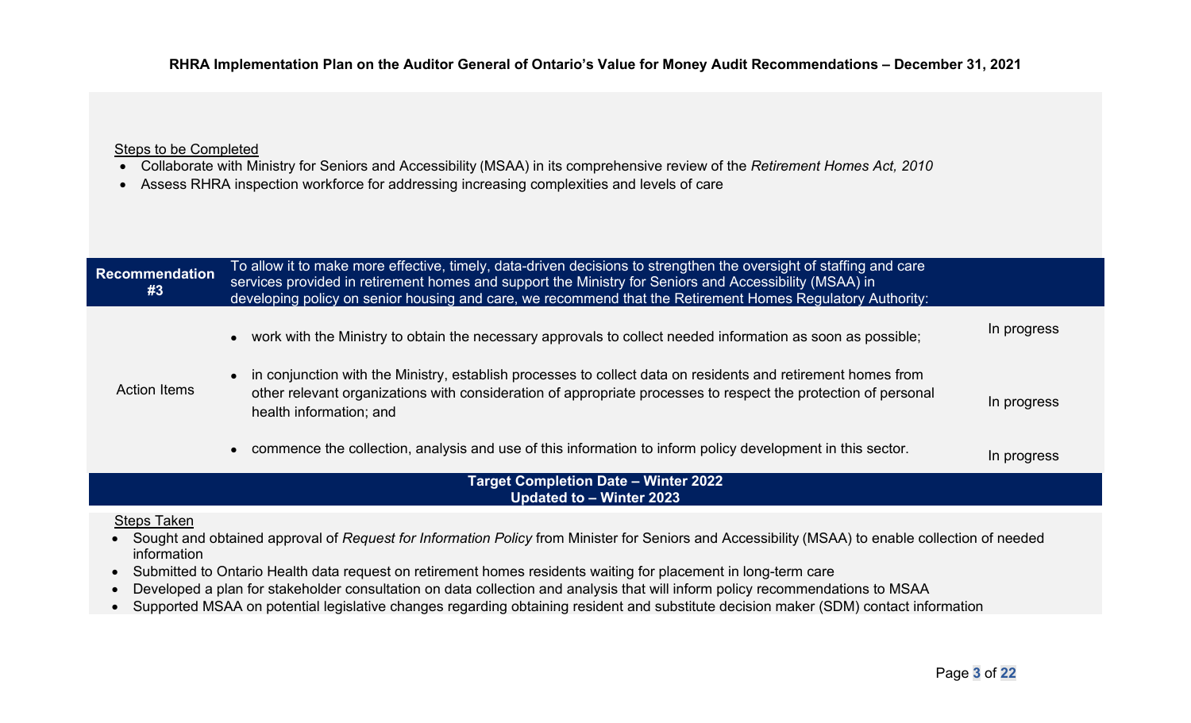Steps to be Completed

- Collaborate with Ministry for Seniors and Accessibility (MSAA) in its comprehensive review of the *Retirement Homes Act, 2010*
- Assess RHRA inspection workforce for addressing increasing complexities and levels of care

| **Recommendation #3** | To allow it to make more effective, timely, data-driven decisions to strengthen the oversight of staffing and care services provided in retirement homes and support the Ministry for Seniors and Accessibility (MSAA) in developing policy on senior housing and care, we recommend that the Retirement Homes Regulatory Authority: | |
|---|---|---|
| Action Items | • work with the Ministry to obtain the necessary approvals to collect needed information as soon as possible; | In progress |
| | • in conjunction with the Ministry, establish processes to collect data on residents and retirement homes from other relevant organizations with consideration of appropriate processes to respect the protection of personal health information; and | In progress |
| | • commence the collection, analysis and use of this information to inform policy development in this sector. | In progress |

**Target Completion Date – Winter 2022**
**Updated to – Winter 2023**

Steps Taken

- Sought and obtained approval of *Request for Information Policy* from Minister for Seniors and Accessibility (MSAA) to enable collection of needed information
- Submitted to Ontario Health data request on retirement homes residents waiting for placement in long-term care
- Developed a plan for stakeholder consultation on data collection and analysis that will inform policy recommendations to MSAA
- Supported MSAA on potential legislative changes regarding obtaining resident and substitute decision maker (SDM) contact information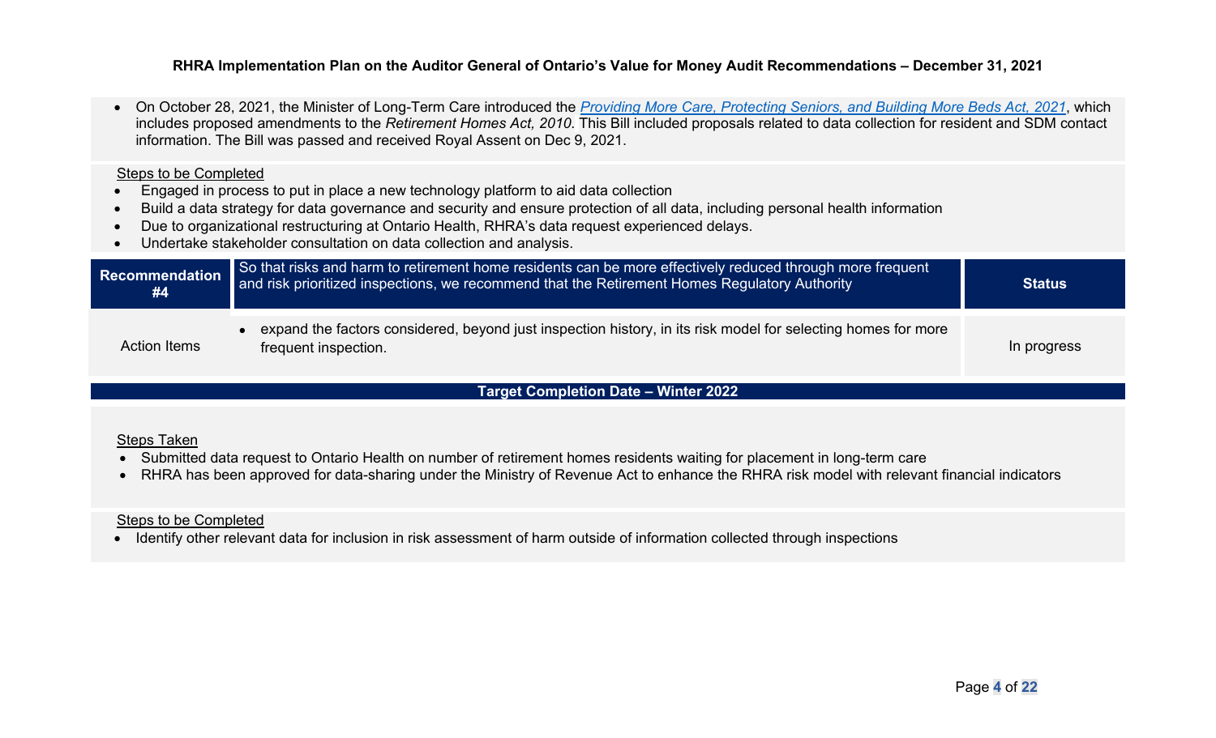- On October 28, 2021, the Minister of Long-Term Care introduced the *Providing More Care, Protecting Seniors, and Building More Beds Act, 2021*, which includes proposed amendments to the *Retirement Homes Act, 2010*. This Bill included proposals related to data collection for resident and SDM contact information. The Bill was passed and received Royal Assent on Dec 9, 2021.

Steps to be Completed

- Engaged in process to put in place a new technology platform to aid data collection
- Build a data strategy for data governance and security and ensure protection of all data, including personal health information
- Due to organizational restructuring at Ontario Health, RHRA's data request experienced delays.
- Undertake stakeholder consultation on data collection and analysis.

| **Recommendation #4** | So that risks and harm to retirement home residents can be more effectively reduced through more frequent and risk prioritized inspections, we recommend that the Retirement Homes Regulatory Authority | **Status** |
|---|---|---|
| Action Items | • expand the factors considered, beyond just inspection history, in its risk model for selecting homes for more frequent inspection. | In progress |

**Target Completion Date – Winter 2022**

Steps Taken

- Submitted data request to Ontario Health on number of retirement homes residents waiting for placement in long-term care
- RHRA has been approved for data-sharing under the Ministry of Revenue Act to enhance the RHRA risk model with relevant financial indicators

Steps to be Completed

- Identify other relevant data for inclusion in risk assessment of harm outside of information collected through inspections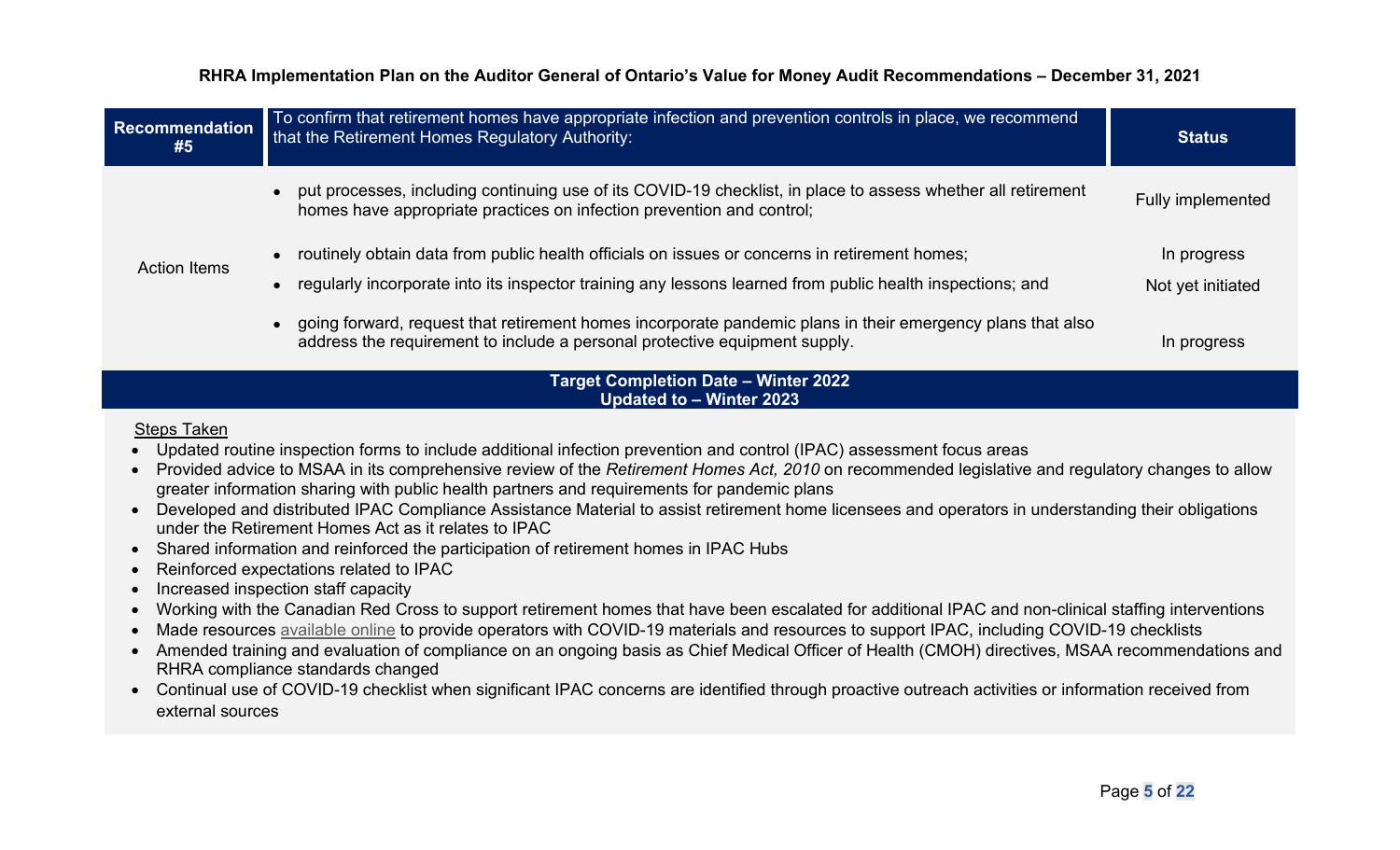**RHRA Implementation Plan on the Auditor General of Ontario's Value for Money Audit Recommendations – December 31, 2021**

| **Recommendation #5** | To confirm that retirement homes have appropriate infection and prevention controls in place, we recommend that the Retirement Homes Regulatory Authority: | **Status** |
|---|---|---|
| Action Items | • put processes, including continuing use of its COVID-19 checklist, in place to assess whether all retirement homes have appropriate practices on infection prevention and control; | Fully implemented |
| | • routinely obtain data from public health officials on issues or concerns in retirement homes; | In progress |
| | • regularly incorporate into its inspector training any lessons learned from public health inspections; and | Not yet initiated |
| | • going forward, request that retirement homes incorporate pandemic plans in their emergency plans that also address the requirement to include a personal protective equipment supply. | In progress |

**Target Completion Date – Winter 2022**
**Updated to – Winter 2023**

Steps Taken

- Updated routine inspection forms to include additional infection prevention and control (IPAC) assessment focus areas
- Provided advice to MSAA in its comprehensive review of the *Retirement Homes Act, 2010* on recommended legislative and regulatory changes to allow greater information sharing with public health partners and requirements for pandemic plans
- Developed and distributed IPAC Compliance Assistance Material to assist retirement home licensees and operators in understanding their obligations under the Retirement Homes Act as it relates to IPAC
- Shared information and reinforced the participation of retirement homes in IPAC Hubs
- Reinforced expectations related to IPAC
- Increased inspection staff capacity
- Working with the Canadian Red Cross to support retirement homes that have been escalated for additional IPAC and non-clinical staffing interventions
- Made resources available online to provide operators with COVID-19 materials and resources to support IPAC, including COVID-19 checklists
- Amended training and evaluation of compliance on an ongoing basis as Chief Medical Officer of Health (CMOH) directives, MSAA recommendations and RHRA compliance standards changed
- Continual use of COVID-19 checklist when significant IPAC concerns are identified through proactive outreach activities or information received from external sources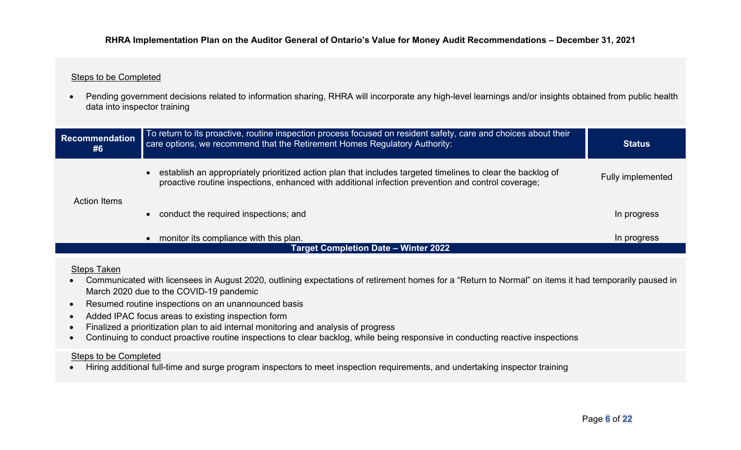Steps to be Completed

- Pending government decisions related to information sharing, RHRA will incorporate any high-level learnings and/or insights obtained from public health data into inspector training

| Recommendation #6 | To return to its proactive, routine inspection process focused on resident safety, care and choices about their care options, we recommend that the Retirement Homes Regulatory Authority: | Status |
|---|---|---|
| Action Items | • establish an appropriately prioritized action plan that includes targeted timelines to clear the backlog of proactive routine inspections, enhanced with additional infection prevention and control coverage; | Fully implemented |
| | • conduct the required inspections; and | In progress |
| | • monitor its compliance with this plan. | In progress |
| **Target Completion Date – Winter 2022** | | |

Steps Taken

- Communicated with licensees in August 2020, outlining expectations of retirement homes for a “Return to Normal” on items it had temporarily paused in March 2020 due to the COVID-19 pandemic
- Resumed routine inspections on an unannounced basis
- Added IPAC focus areas to existing inspection form
- Finalized a prioritization plan to aid internal monitoring and analysis of progress
- Continuing to conduct proactive routine inspections to clear backlog, while being responsive in conducting reactive inspections

Steps to be Completed

- Hiring additional full-time and surge program inspectors to meet inspection requirements, and undertaking inspector training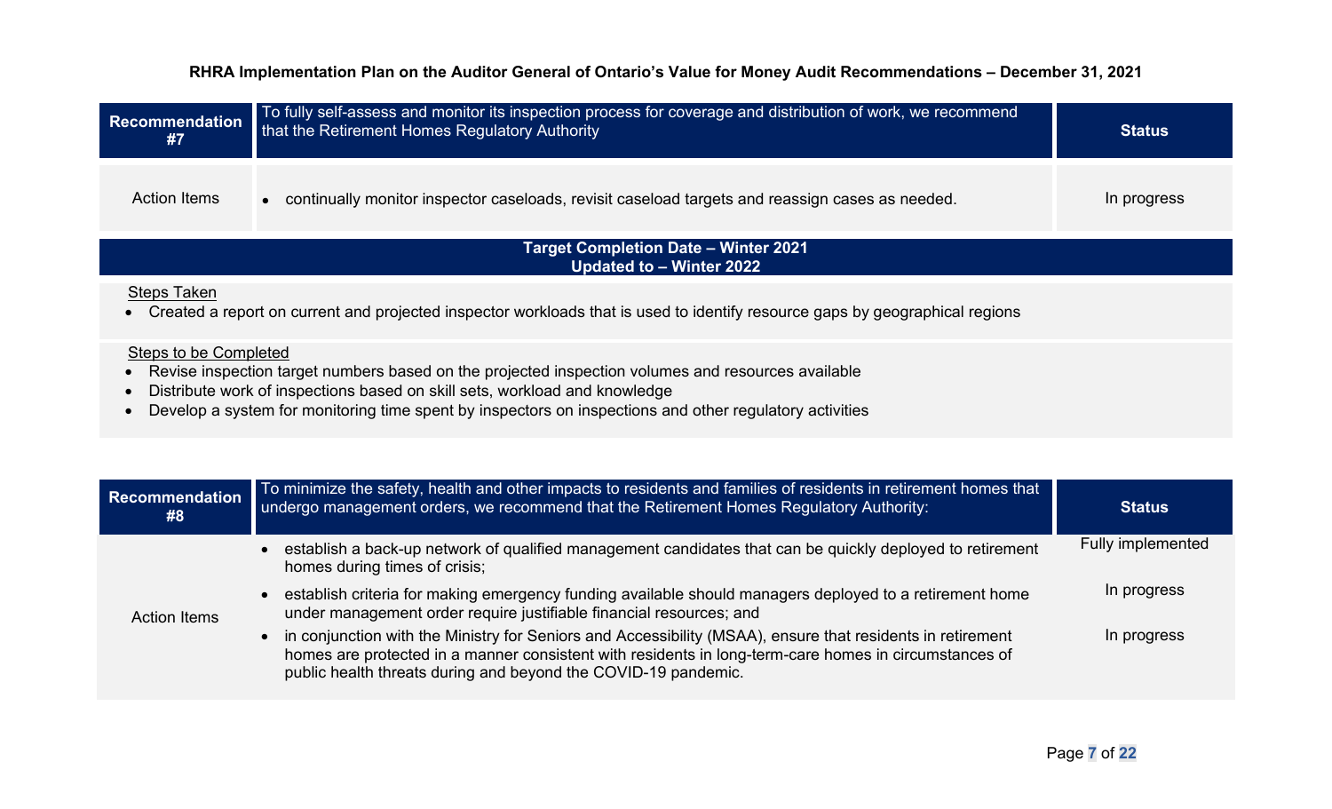**RHRA Implementation Plan on the Auditor General of Ontario's Value for Money Audit Recommendations – December 31, 2021**

| Recommendation #7 | To fully self-assess and monitor its inspection process for coverage and distribution of work, we recommend that the Retirement Homes Regulatory Authority | Status |
|---|---|---|
| Action Items | • continually monitor inspector caseloads, revisit caseload targets and reassign cases as needed. | In progress |

**Target Completion Date – Winter 2021**
**Updated to – Winter 2022**

Steps Taken

- Created a report on current and projected inspector workloads that is used to identify resource gaps by geographical regions

Steps to be Completed

- Revise inspection target numbers based on the projected inspection volumes and resources available
- Distribute work of inspections based on skill sets, workload and knowledge
- Develop a system for monitoring time spent by inspectors on inspections and other regulatory activities

| Recommendation #8 | To minimize the safety, health and other impacts to residents and families of residents in retirement homes that undergo management orders, we recommend that the Retirement Homes Regulatory Authority: | Status |
|---|---|---|
| Action Items | • establish a back-up network of qualified management candidates that can be quickly deployed to retirement homes during times of crisis; | Fully implemented |
| | • establish criteria for making emergency funding available should managers deployed to a retirement home under management order require justifiable financial resources; and | In progress |
| | • in conjunction with the Ministry for Seniors and Accessibility (MSAA), ensure that residents in retirement homes are protected in a manner consistent with residents in long-term-care homes in circumstances of public health threats during and beyond the COVID-19 pandemic. | In progress |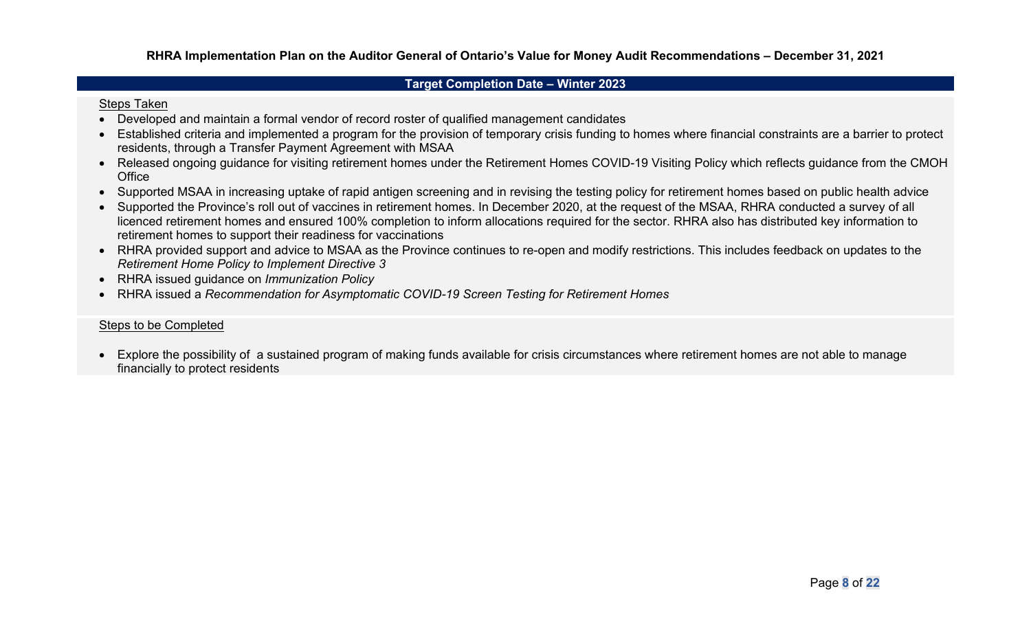**Target Completion Date – Winter 2023**

Steps Taken

- Developed and maintain a formal vendor of record roster of qualified management candidates
- Established criteria and implemented a program for the provision of temporary crisis funding to homes where financial constraints are a barrier to protect residents, through a Transfer Payment Agreement with MSAA
- Released ongoing guidance for visiting retirement homes under the Retirement Homes COVID-19 Visiting Policy which reflects guidance from the CMOH Office
- Supported MSAA in increasing uptake of rapid antigen screening and in revising the testing policy for retirement homes based on public health advice
- Supported the Province's roll out of vaccines in retirement homes. In December 2020, at the request of the MSAA, RHRA conducted a survey of all licenced retirement homes and ensured 100% completion to inform allocations required for the sector. RHRA also has distributed key information to retirement homes to support their readiness for vaccinations
- RHRA provided support and advice to MSAA as the Province continues to re-open and modify restrictions. This includes feedback on updates to the *Retirement Home Policy to Implement Directive 3*
- RHRA issued guidance on *Immunization Policy*
- RHRA issued a *Recommendation for Asymptomatic COVID-19 Screen Testing for Retirement Homes*

Steps to be Completed

- Explore the possibility of a sustained program of making funds available for crisis circumstances where retirement homes are not able to manage financially to protect residents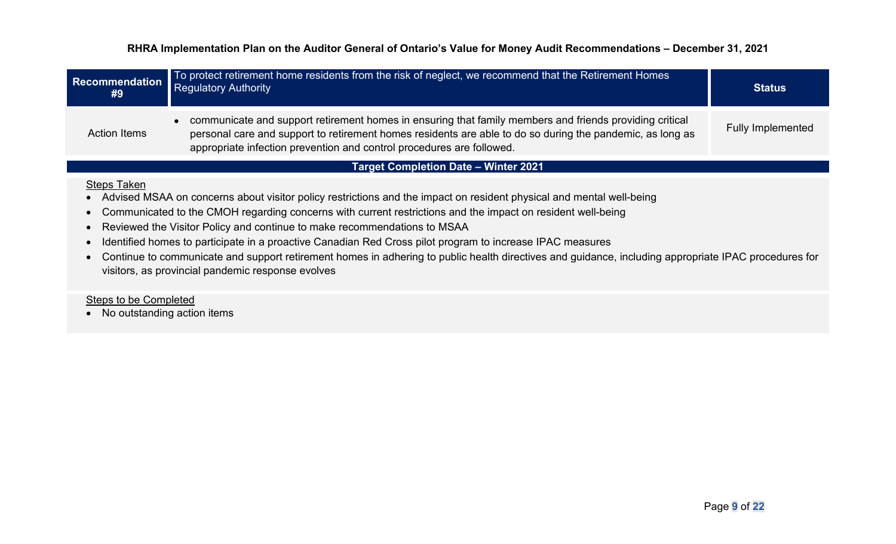**RHRA Implementation Plan on the Auditor General of Ontario's Value for Money Audit Recommendations – December 31, 2021**

| Recommendation #9 | To protect retirement home residents from the risk of neglect, we recommend that the Retirement Homes Regulatory Authority | Status |
| --- | --- | --- |
| Action Items | • communicate and support retirement homes in ensuring that family members and friends providing critical personal care and support to retirement homes residents are able to do so during the pandemic, as long as appropriate infection prevention and control procedures are followed. | Fully Implemented |

**Target Completion Date – Winter 2021**

<u>Steps Taken</u>

- Advised MSAA on concerns about visitor policy restrictions and the impact on resident physical and mental well-being
- Communicated to the CMOH regarding concerns with current restrictions and the impact on resident well-being
- Reviewed the Visitor Policy and continue to make recommendations to MSAA
- Identified homes to participate in a proactive Canadian Red Cross pilot program to increase IPAC measures
- Continue to communicate and support retirement homes in adhering to public health directives and guidance, including appropriate IPAC procedures for visitors, as provincial pandemic response evolves

<u>Steps to be Completed</u>

- No outstanding action items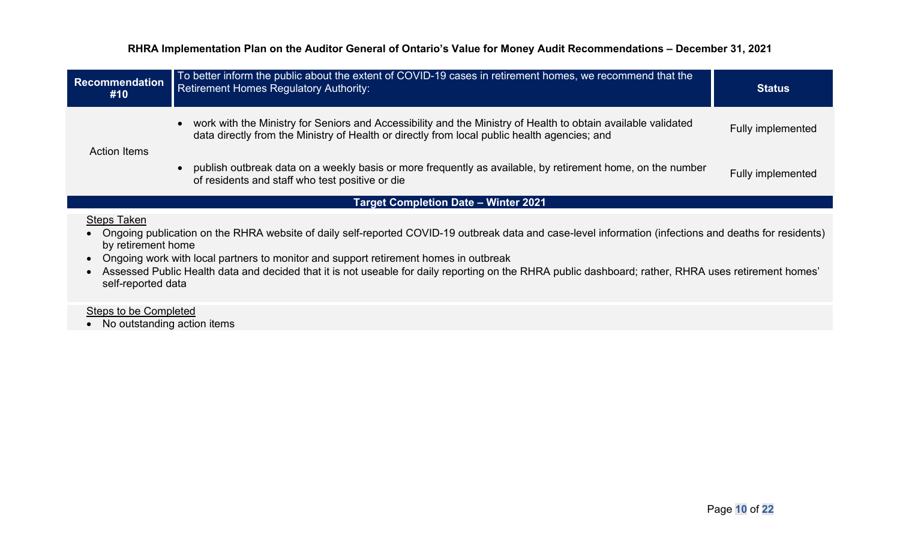**RHRA Implementation Plan on the Auditor General of Ontario's Value for Money Audit Recommendations – December 31, 2021**

| Recommendation #10 | To better inform the public about the extent of COVID-19 cases in retirement homes, we recommend that the Retirement Homes Regulatory Authority: | Status |
|---|---|---|
| Action Items | • work with the Ministry for Seniors and Accessibility and the Ministry of Health to obtain available validated data directly from the Ministry of Health or directly from local public health agencies; and | Fully implemented |
| | • publish outbreak data on a weekly basis or more frequently as available, by retirement home, on the number of residents and staff who test positive or die | Fully implemented |
| **Target Completion Date – Winter 2021** | | |

Steps Taken

- Ongoing publication on the RHRA website of daily self-reported COVID-19 outbreak data and case-level information (infections and deaths for residents) by retirement home
- Ongoing work with local partners to monitor and support retirement homes in outbreak
- Assessed Public Health data and decided that it is not useable for daily reporting on the RHRA public dashboard; rather, RHRA uses retirement homes' self-reported data

Steps to be Completed

- No outstanding action items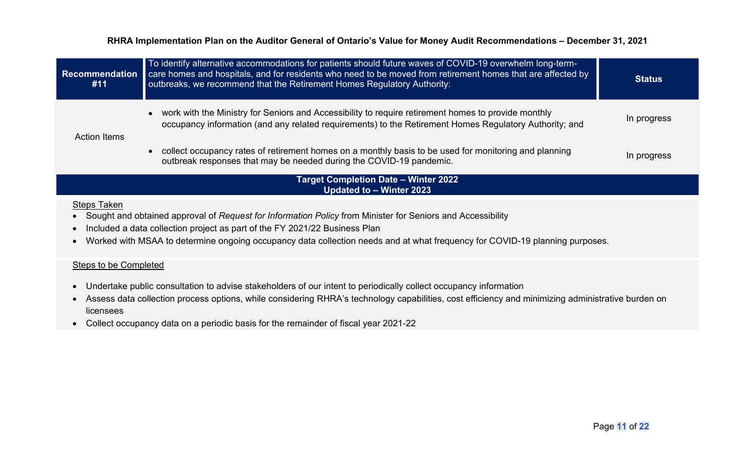**RHRA Implementation Plan on the Auditor General of Ontario's Value for Money Audit Recommendations – December 31, 2021**

| Recommendation #11 | To identify alternative accommodations for patients should future waves of COVID-19 overwhelm long-term-care homes and hospitals, and for residents who need to be moved from retirement homes that are affected by outbreaks, we recommend that the Retirement Homes Regulatory Authority: | Status |
|---|---|---|
| Action Items | • work with the Ministry for Seniors and Accessibility to require retirement homes to provide monthly occupancy information (and any related requirements) to the Retirement Homes Regulatory Authority; and | In progress |
| | • collect occupancy rates of retirement homes on a monthly basis to be used for monitoring and planning outbreak responses that may be needed during the COVID-19 pandemic. | In progress |

**Target Completion Date – Winter 2022**
**Updated to – Winter 2023**

Steps Taken

- Sought and obtained approval of *Request for Information Policy* from Minister for Seniors and Accessibility
- Included a data collection project as part of the FY 2021/22 Business Plan
- Worked with MSAA to determine ongoing occupancy data collection needs and at what frequency for COVID-19 planning purposes.

Steps to be Completed

- Undertake public consultation to advise stakeholders of our intent to periodically collect occupancy information
- Assess data collection process options, while considering RHRA's technology capabilities, cost efficiency and minimizing administrative burden on licensees
- Collect occupancy data on a periodic basis for the remainder of fiscal year 2021-22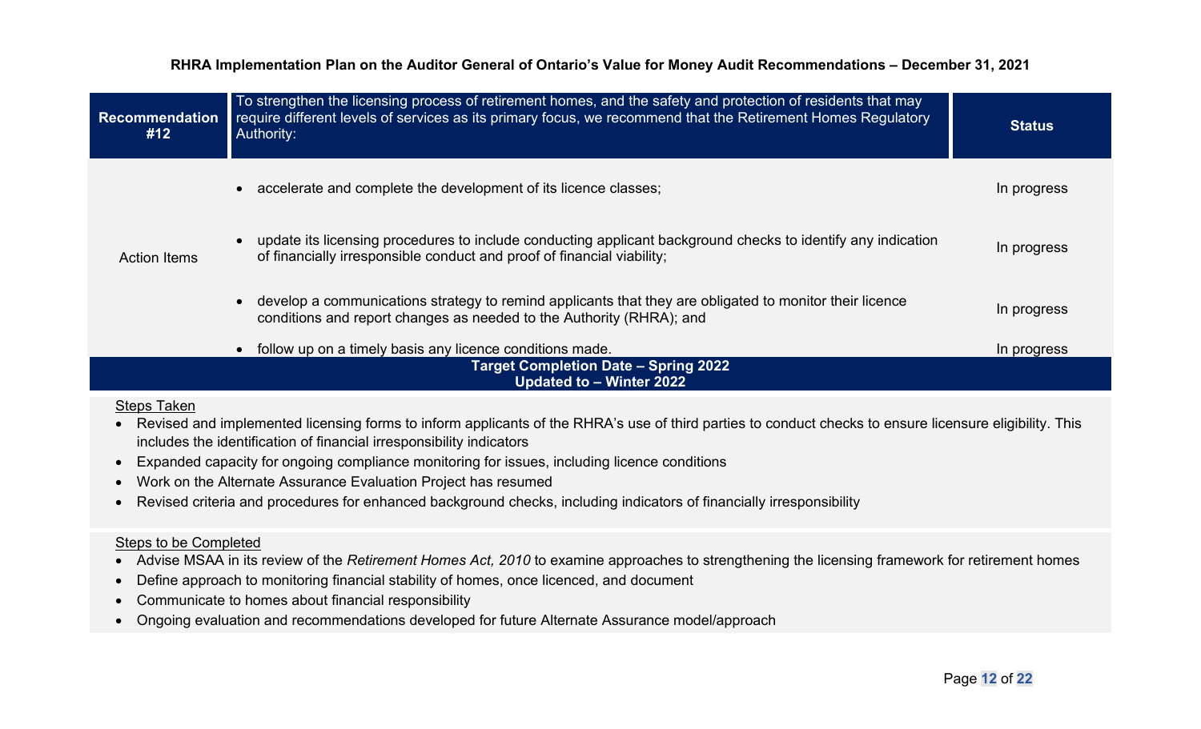**RHRA Implementation Plan on the Auditor General of Ontario's Value for Money Audit Recommendations – December 31, 2021**

| Recommendation #12 | To strengthen the licensing process of retirement homes, and the safety and protection of residents that may require different levels of services as its primary focus, we recommend that the Retirement Homes Regulatory Authority: | Status |
| --- | --- | --- |
| Action Items | • accelerate and complete the development of its licence classes; | In progress |
| | • update its licensing procedures to include conducting applicant background checks to identify any indication of financially irresponsible conduct and proof of financial viability; | In progress |
| | • develop a communications strategy to remind applicants that they are obligated to monitor their licence conditions and report changes as needed to the Authority (RHRA); and | In progress |
| | • follow up on a timely basis any licence conditions made. | In progress |
| **Target Completion Date – Spring 2022**<br>**Updated to – Winter 2022** | | |

Steps Taken

- Revised and implemented licensing forms to inform applicants of the RHRA's use of third parties to conduct checks to ensure licensure eligibility. This includes the identification of financial irresponsibility indicators
- Expanded capacity for ongoing compliance monitoring for issues, including licence conditions
- Work on the Alternate Assurance Evaluation Project has resumed
- Revised criteria and procedures for enhanced background checks, including indicators of financially irresponsibility

Steps to be Completed

- Advise MSAA in its review of the *Retirement Homes Act, 2010* to examine approaches to strengthening the licensing framework for retirement homes
- Define approach to monitoring financial stability of homes, once licenced, and document
- Communicate to homes about financial responsibility
- Ongoing evaluation and recommendations developed for future Alternate Assurance model/approach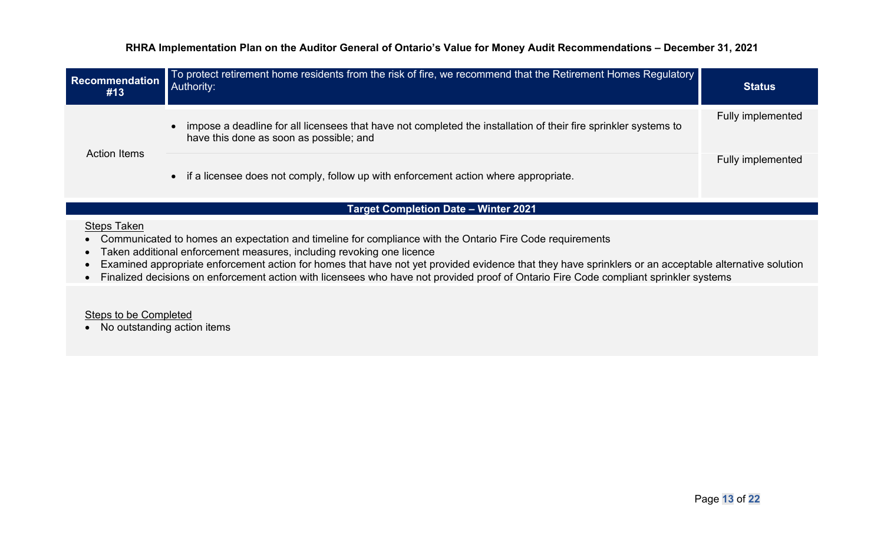**RHRA Implementation Plan on the Auditor General of Ontario's Value for Money Audit Recommendations – December 31, 2021**

| Recommendation #13 | To protect retirement home residents from the risk of fire, we recommend that the Retirement Homes Regulatory Authority: | Status |
| --- | --- | --- |
| Action Items | • impose a deadline for all licensees that have not completed the installation of their fire sprinkler systems to have this done as soon as possible; and | Fully implemented |
| | • if a licensee does not comply, follow up with enforcement action where appropriate. | Fully implemented |

**Target Completion Date – Winter 2021**

Steps Taken

- Communicated to homes an expectation and timeline for compliance with the Ontario Fire Code requirements
- Taken additional enforcement measures, including revoking one licence
- Examined appropriate enforcement action for homes that have not yet provided evidence that they have sprinklers or an acceptable alternative solution
- Finalized decisions on enforcement action with licensees who have not provided proof of Ontario Fire Code compliant sprinkler systems

Steps to be Completed

- No outstanding action items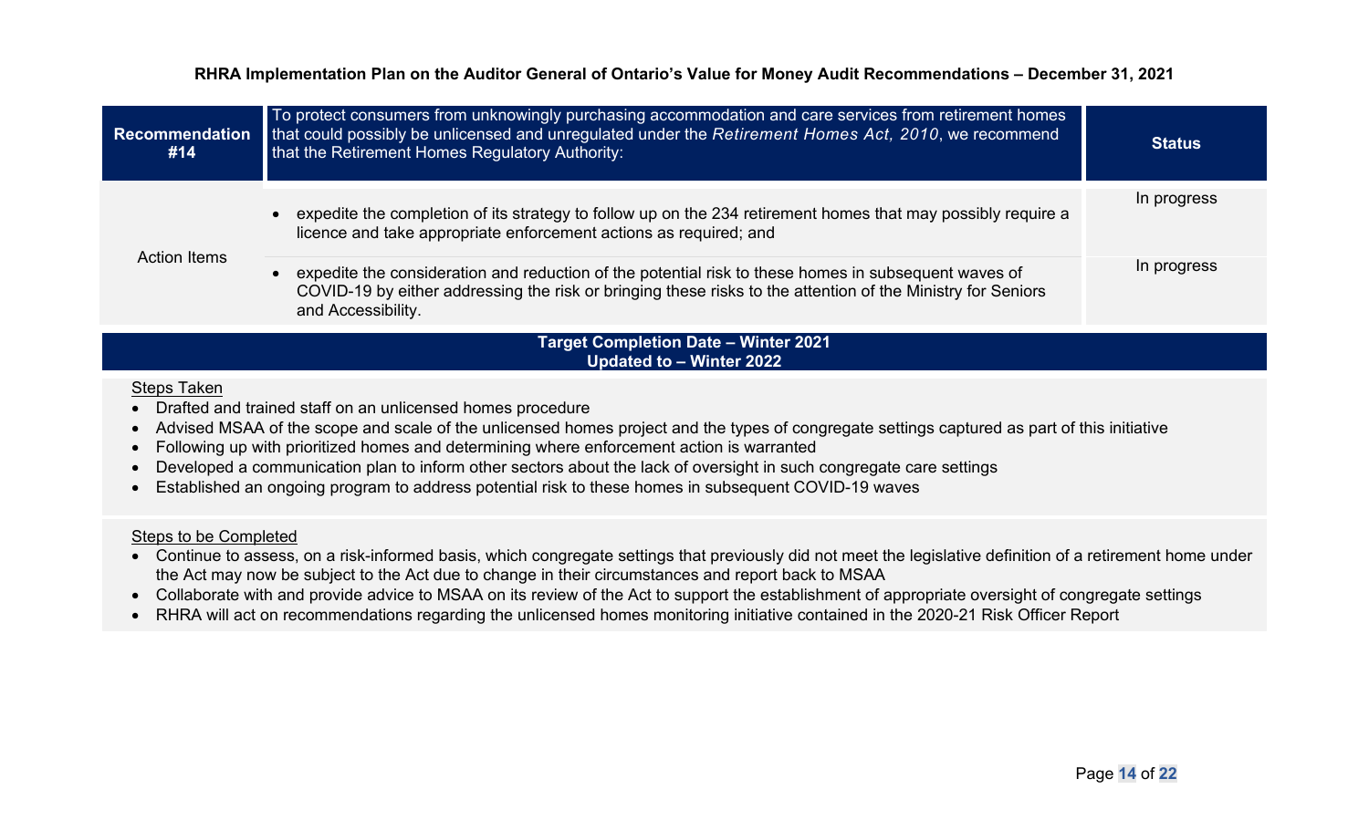**RHRA Implementation Plan on the Auditor General of Ontario's Value for Money Audit Recommendations – December 31, 2021**

| Recommendation #14 | To protect consumers from unknowingly purchasing accommodation and care services from retirement homes that could possibly be unlicensed and unregulated under the *Retirement Homes Act, 2010*, we recommend that the Retirement Homes Regulatory Authority: | Status |
|---|---|---|
| Action Items | • expedite the completion of its strategy to follow up on the 234 retirement homes that may possibly require a licence and take appropriate enforcement actions as required; and | In progress |
| | • expedite the consideration and reduction of the potential risk to these homes in subsequent waves of COVID-19 by either addressing the risk or bringing these risks to the attention of the Ministry for Seniors and Accessibility. | In progress |

**Target Completion Date – Winter 2021**
**Updated to – Winter 2022**

Steps Taken

- Drafted and trained staff on an unlicensed homes procedure
- Advised MSAA of the scope and scale of the unlicensed homes project and the types of congregate settings captured as part of this initiative
- Following up with prioritized homes and determining where enforcement action is warranted
- Developed a communication plan to inform other sectors about the lack of oversight in such congregate care settings
- Established an ongoing program to address potential risk to these homes in subsequent COVID-19 waves

Steps to be Completed

- Continue to assess, on a risk-informed basis, which congregate settings that previously did not meet the legislative definition of a retirement home under the Act may now be subject to the Act due to change in their circumstances and report back to MSAA
- Collaborate with and provide advice to MSAA on its review of the Act to support the establishment of appropriate oversight of congregate settings
- RHRA will act on recommendations regarding the unlicensed homes monitoring initiative contained in the 2020-21 Risk Officer Report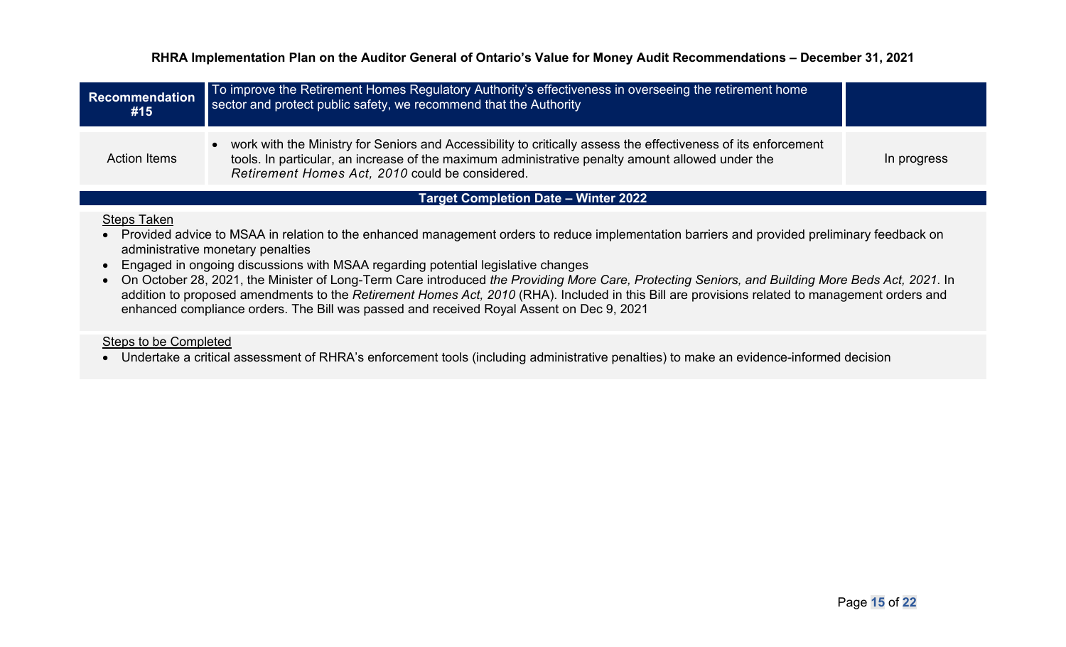**RHRA Implementation Plan on the Auditor General of Ontario's Value for Money Audit Recommendations – December 31, 2021**

| **Recommendation #15** | To improve the Retirement Homes Regulatory Authority's effectiveness in overseeing the retirement home sector and protect public safety, we recommend that the Authority | |
|---|---|---|
| Action Items | • work with the Ministry for Seniors and Accessibility to critically assess the effectiveness of its enforcement tools. In particular, an increase of the maximum administrative penalty amount allowed under the *Retirement Homes Act, 2010* could be considered. | In progress |

**Target Completion Date – Winter 2022**

Steps Taken

- Provided advice to MSAA in relation to the enhanced management orders to reduce implementation barriers and provided preliminary feedback on administrative monetary penalties
- Engaged in ongoing discussions with MSAA regarding potential legislative changes
- On October 28, 2021, the Minister of Long-Term Care introduced *the Providing More Care, Protecting Seniors, and Building More Beds Act, 2021*. In addition to proposed amendments to the *Retirement Homes Act, 2010* (RHA). Included in this Bill are provisions related to management orders and enhanced compliance orders. The Bill was passed and received Royal Assent on Dec 9, 2021

Steps to be Completed

- Undertake a critical assessment of RHRA's enforcement tools (including administrative penalties) to make an evidence-informed decision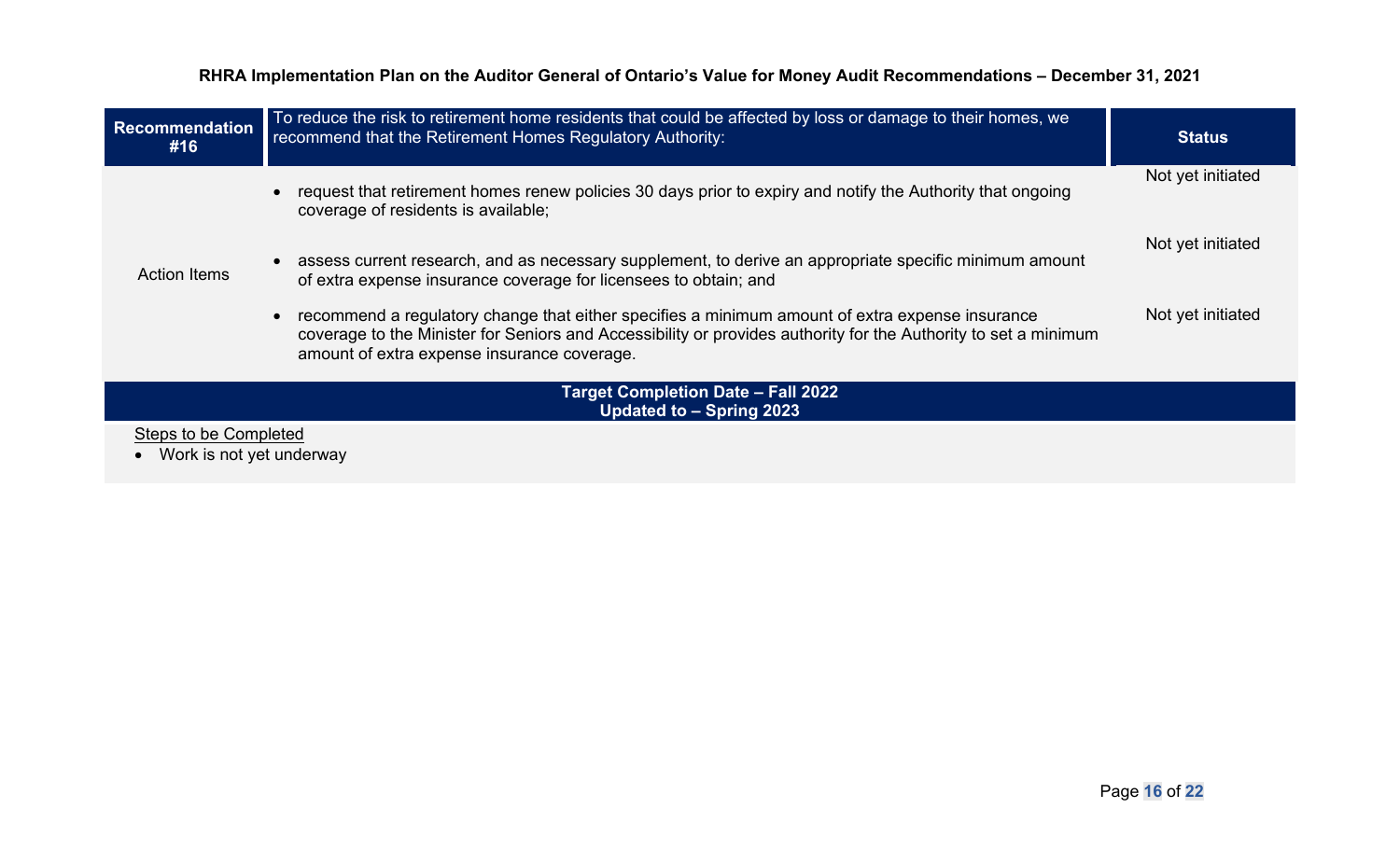**RHRA Implementation Plan on the Auditor General of Ontario's Value for Money Audit Recommendations – December 31, 2021**

| Recommendation #16 | To reduce the risk to retirement home residents that could be affected by loss or damage to their homes, we recommend that the Retirement Homes Regulatory Authority: | Status |
|---|---|---|
| Action Items | • request that retirement homes renew policies 30 days prior to expiry and notify the Authority that ongoing coverage of residents is available; | Not yet initiated |
| | • assess current research, and as necessary supplement, to derive an appropriate specific minimum amount of extra expense insurance coverage for licensees to obtain; and | Not yet initiated |
| | • recommend a regulatory change that either specifies a minimum amount of extra expense insurance coverage to the Minister for Seniors and Accessibility or provides authority for the Authority to set a minimum amount of extra expense insurance coverage. | Not yet initiated |

**Target Completion Date – Fall 2022**
**Updated to – Spring 2023**

Steps to be Completed

- Work is not yet underway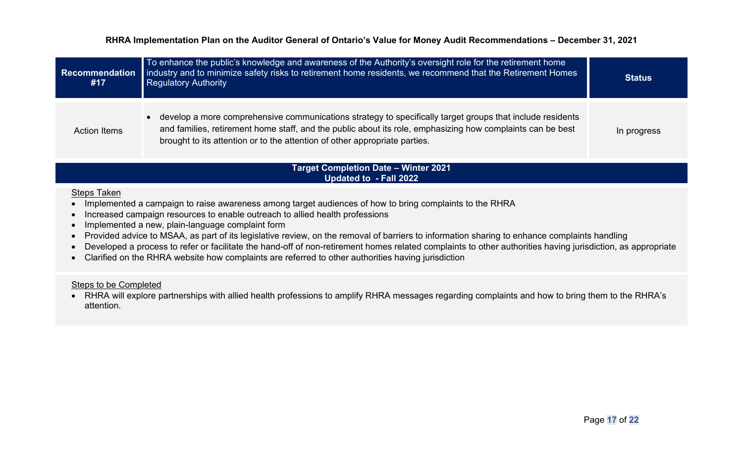**RHRA Implementation Plan on the Auditor General of Ontario's Value for Money Audit Recommendations – December 31, 2021**

| Recommendation #17 | To enhance the public's knowledge and awareness of the Authority's oversight role for the retirement home industry and to minimize safety risks to retirement home residents, we recommend that the Retirement Homes Regulatory Authority | Status |
|---|---|---|
| Action Items | • develop a more comprehensive communications strategy to specifically target groups that include residents and families, retirement home staff, and the public about its role, emphasizing how complaints can be best brought to its attention or to the attention of other appropriate parties. | In progress |

**Target Completion Date – Winter 2021**
**Updated to - Fall 2022**

Steps Taken

- Implemented a campaign to raise awareness among target audiences of how to bring complaints to the RHRA
- Increased campaign resources to enable outreach to allied health professions
- Implemented a new, plain-language complaint form
- Provided advice to MSAA, as part of its legislative review, on the removal of barriers to information sharing to enhance complaints handling
- Developed a process to refer or facilitate the hand-off of non-retirement homes related complaints to other authorities having jurisdiction, as appropriate
- Clarified on the RHRA website how complaints are referred to other authorities having jurisdiction

Steps to be Completed

- RHRA will explore partnerships with allied health professions to amplify RHRA messages regarding complaints and how to bring them to the RHRA's attention.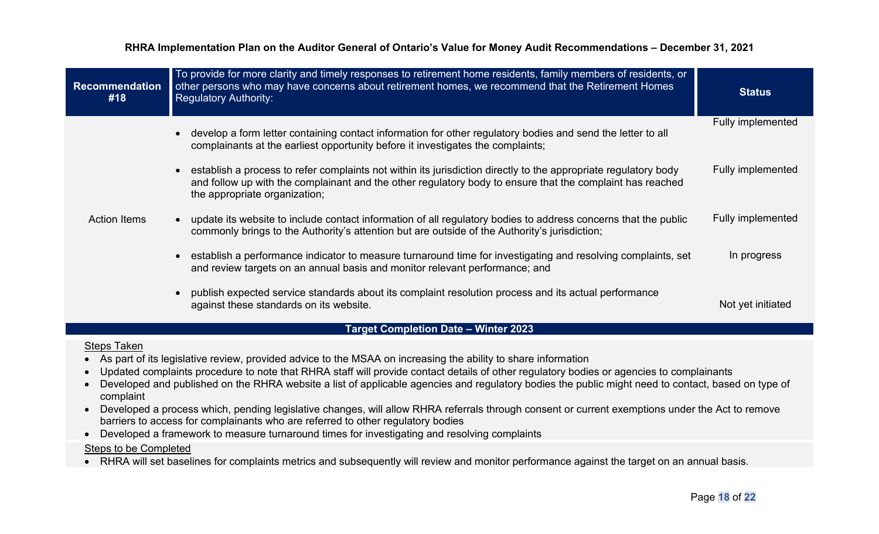**RHRA Implementation Plan on the Auditor General of Ontario's Value for Money Audit Recommendations – December 31, 2021**

| Recommendation #18 | To provide for more clarity and timely responses to retirement home residents, family members of residents, or other persons who may have concerns about retirement homes, we recommend that the Retirement Homes Regulatory Authority: | Status |
|---|---|---|
| Action Items | • develop a form letter containing contact information for other regulatory bodies and send the letter to all complainants at the earliest opportunity before it investigates the complaints; | Fully implemented |
| | • establish a process to refer complaints not within its jurisdiction directly to the appropriate regulatory body and follow up with the complainant and the other regulatory body to ensure that the complaint has reached the appropriate organization; | Fully implemented |
| | • update its website to include contact information of all regulatory bodies to address concerns that the public commonly brings to the Authority's attention but are outside of the Authority's jurisdiction; | Fully implemented |
| | • establish a performance indicator to measure turnaround time for investigating and resolving complaints, set and review targets on an annual basis and monitor relevant performance; and | In progress |
| | • publish expected service standards about its complaint resolution process and its actual performance against these standards on its website. | Not yet initiated |

**Target Completion Date – Winter 2023**

Steps Taken

- As part of its legislative review, provided advice to the MSAA on increasing the ability to share information
- Updated complaints procedure to note that RHRA staff will provide contact details of other regulatory bodies or agencies to complainants
- Developed and published on the RHRA website a list of applicable agencies and regulatory bodies the public might need to contact, based on type of complaint
- Developed a process which, pending legislative changes, will allow RHRA referrals through consent or current exemptions under the Act to remove barriers to access for complainants who are referred to other regulatory bodies
- Developed a framework to measure turnaround times for investigating and resolving complaints

Steps to be Completed

- RHRA will set baselines for complaints metrics and subsequently will review and monitor performance against the target on an annual basis.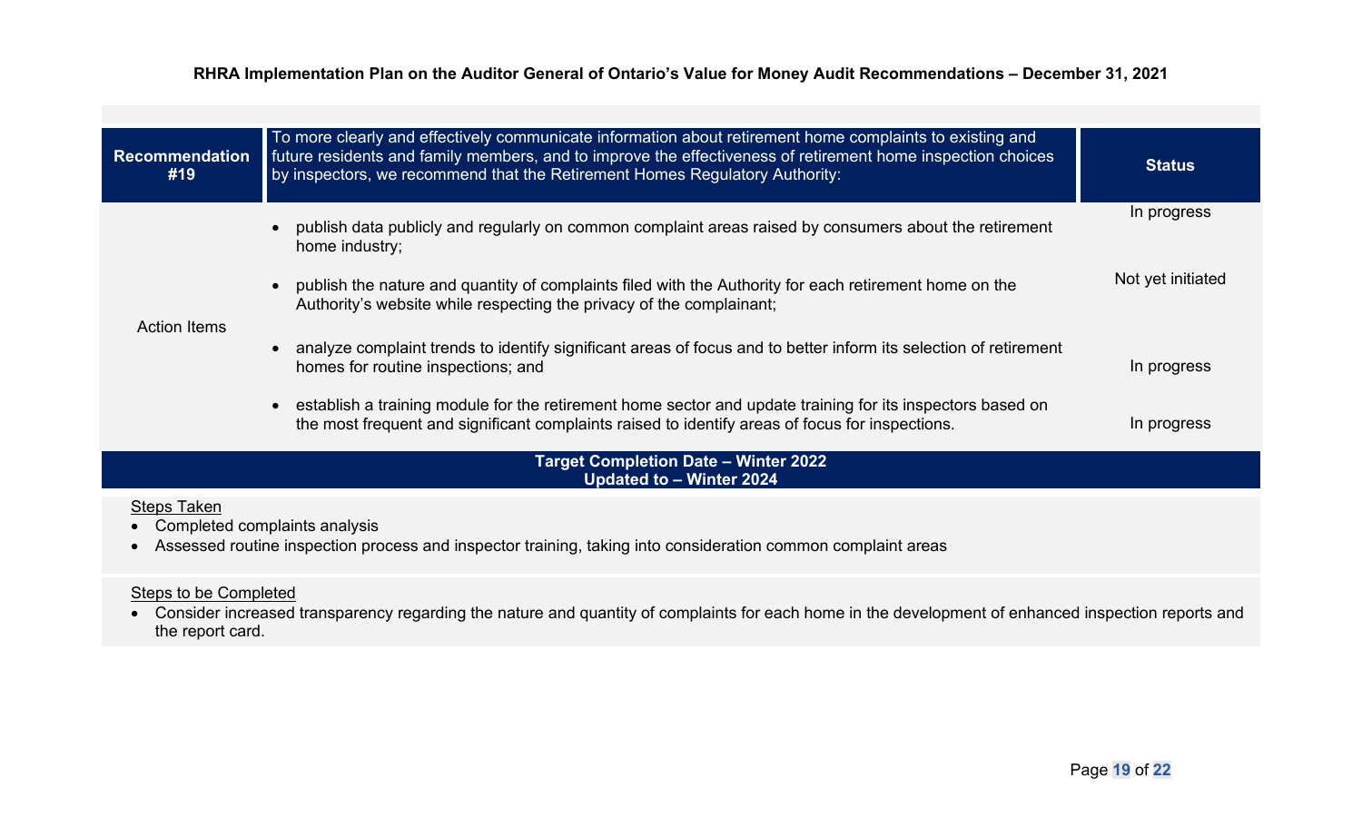| Recommendation #19 | To more clearly and effectively communicate information about retirement home complaints to existing and future residents and family members, and to improve the effectiveness of retirement home inspection choices by inspectors, we recommend that the Retirement Homes Regulatory Authority: | Status |
|---|---|---|
| Action Items | • publish data publicly and regularly on common complaint areas raised by consumers about the retirement home industry; | In progress |
| | • publish the nature and quantity of complaints filed with the Authority for each retirement home on the Authority's website while respecting the privacy of the complainant; | Not yet initiated |
| | • analyze complaint trends to identify significant areas of focus and to better inform its selection of retirement homes for routine inspections; and | In progress |
| | • establish a training module for the retirement home sector and update training for its inspectors based on the most frequent and significant complaints raised to identify areas of focus for inspections. | In progress |

**Target Completion Date – Winter 2022**
**Updated to – Winter 2024**

Steps Taken

- Completed complaints analysis
- Assessed routine inspection process and inspector training, taking into consideration common complaint areas

Steps to be Completed

- Consider increased transparency regarding the nature and quantity of complaints for each home in the development of enhanced inspection reports and the report card.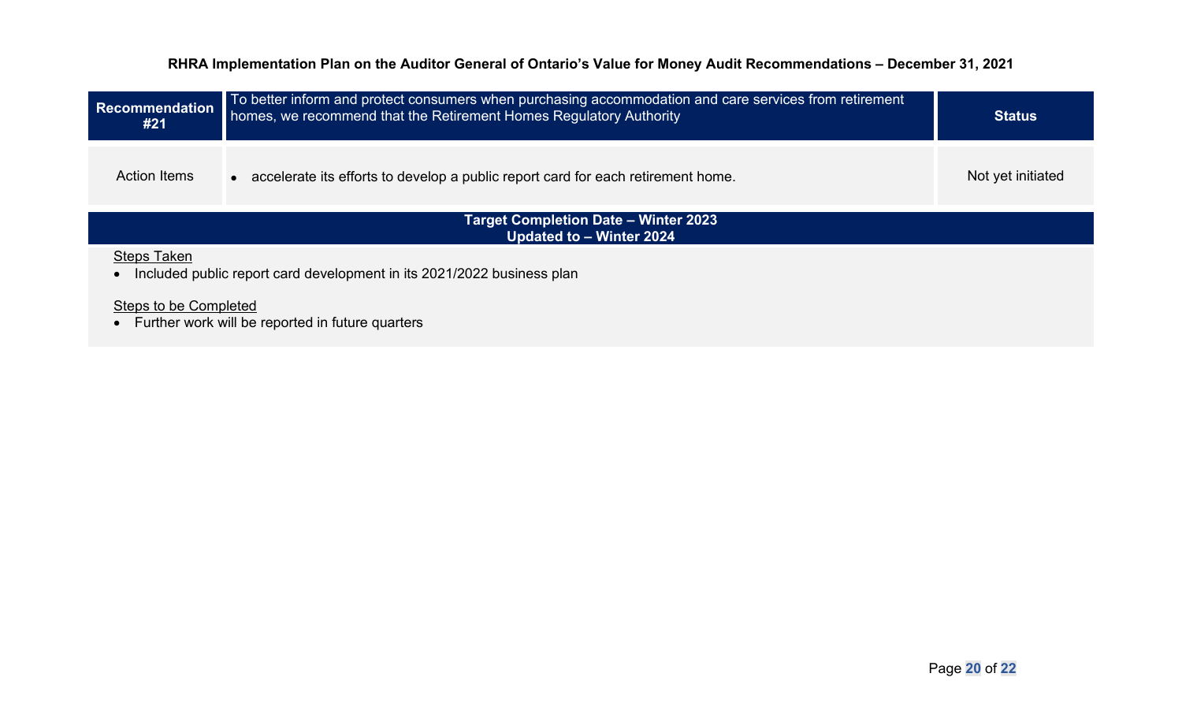**RHRA Implementation Plan on the Auditor General of Ontario's Value for Money Audit Recommendations – December 31, 2021**

| Recommendation #21 | To better inform and protect consumers when purchasing accommodation and care services from retirement homes, we recommend that the Retirement Homes Regulatory Authority | Status |
|---|---|---|
| Action Items | • accelerate its efforts to develop a public report card for each retirement home. | Not yet initiated |

**Target Completion Date – Winter 2023**
**Updated to – Winter 2024**

<u>Steps Taken</u>

- Included public report card development in its 2021/2022 business plan

<u>Steps to be Completed</u>

- Further work will be reported in future quarters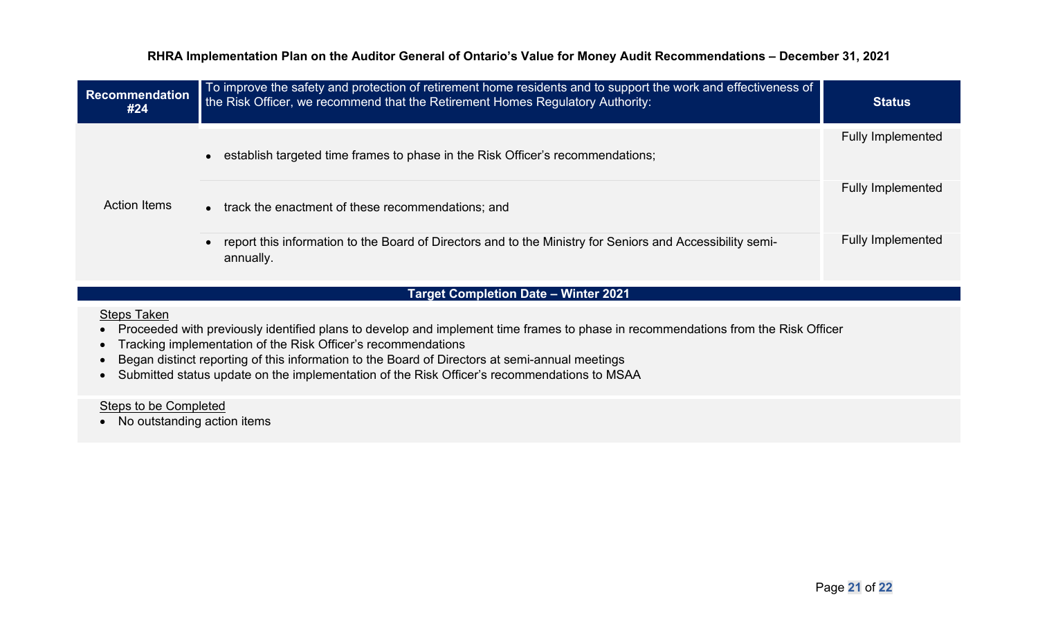**RHRA Implementation Plan on the Auditor General of Ontario's Value for Money Audit Recommendations – December 31, 2021**

| Recommendation #24 | To improve the safety and protection of retirement home residents and to support the work and effectiveness of the Risk Officer, we recommend that the Retirement Homes Regulatory Authority: | Status |
| --- | --- | --- |
| Action Items | • establish targeted time frames to phase in the Risk Officer's recommendations; | Fully Implemented |
| | • track the enactment of these recommendations; and | Fully Implemented |
| | • report this information to the Board of Directors and to the Ministry for Seniors and Accessibility semi-annually. | Fully Implemented |

**Target Completion Date – Winter 2021**

Steps Taken

- Proceeded with previously identified plans to develop and implement time frames to phase in recommendations from the Risk Officer
- Tracking implementation of the Risk Officer's recommendations
- Began distinct reporting of this information to the Board of Directors at semi-annual meetings
- Submitted status update on the implementation of the Risk Officer's recommendations to MSAA

Steps to be Completed

- No outstanding action items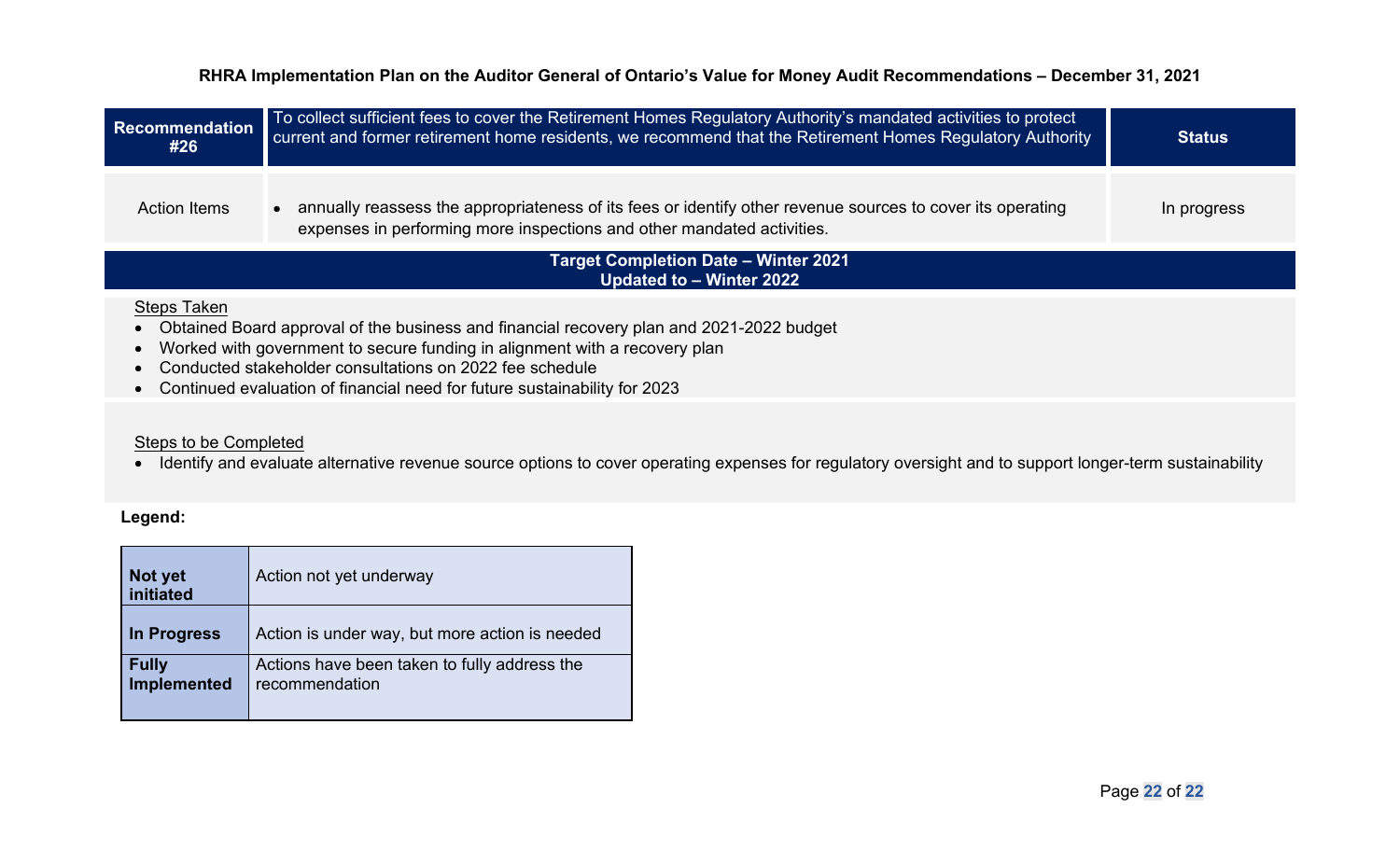**RHRA Implementation Plan on the Auditor General of Ontario's Value for Money Audit Recommendations – December 31, 2021**

| Recommendation #26 | To collect sufficient fees to cover the Retirement Homes Regulatory Authority's mandated activities to protect current and former retirement home residents, we recommend that the Retirement Homes Regulatory Authority | Status |
|---|---|---|
| Action Items | • annually reassess the appropriateness of its fees or identify other revenue sources to cover its operating expenses in performing more inspections and other mandated activities. | In progress |

**Target Completion Date – Winter 2021**
**Updated to – Winter 2022**

Steps Taken

- Obtained Board approval of the business and financial recovery plan and 2021-2022 budget
- Worked with government to secure funding in alignment with a recovery plan
- Conducted stakeholder consultations on 2022 fee schedule
- Continued evaluation of financial need for future sustainability for 2023

Steps to be Completed

- Identify and evaluate alternative revenue source options to cover operating expenses for regulatory oversight and to support longer-term sustainability

**Legend:**

| | |
|---|---|
| **Not yet initiated** | Action not yet underway |
| **In Progress** | Action is under way, but more action is needed |
| **Fully Implemented** | Actions have been taken to fully address the recommendation |